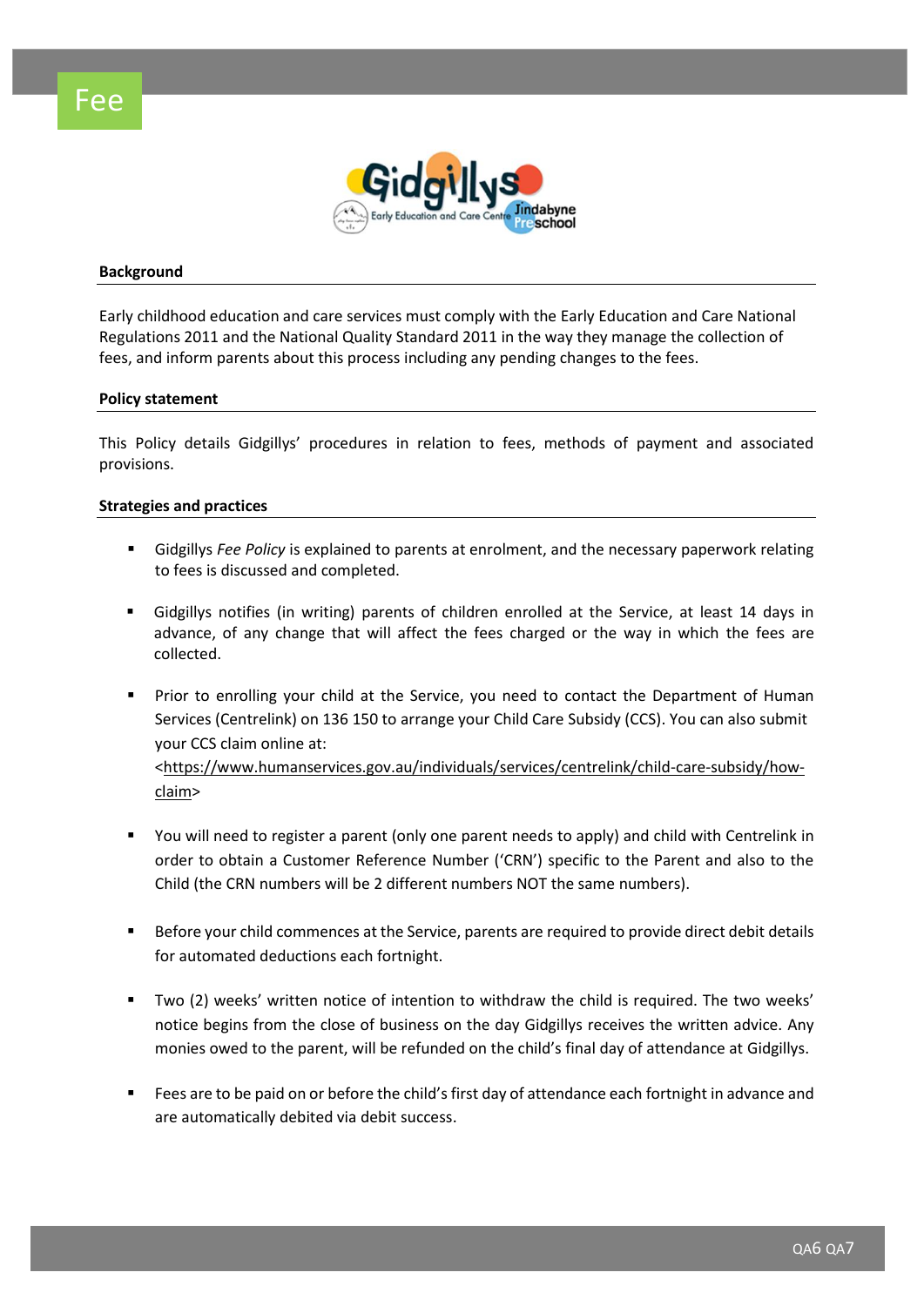# Fee

## Background

Early childhood education and care services must comply with the Early Education and Care National Regulations 2011 and the National Quality Standard 2011 in the way they manage the collection of fees, and inform parents about this process including any pending changes to the fees.

## Policy statement

This Policy details Gidgillys' procedures in relation to fees, methods of payment and associated provisions.

## Strategies and practices

- Gidgillys *Fee Policy* is explained to parents at enrolment, and the necessary paperwork relating to fees is discussed and completed.
- Gidgillys notifies (in writing) parents of children enrolled at the Service, at least 14 days in advance, of any change that will affect the fees charged or the way in which the fees are collected.
- Prior to enrolling your child at the Service, you need to contact the Department of Human Services (Centrelink) on 136 150 to arrange your Child Care Subsidy (CCS). You can also submit your CCS claim online at: <https://www.humanservices.gov.au/individuals/services/centrelink/child-care-subsidy/how-claim>
- You will need to register a parent (only one parent needs to apply) and child with Centrelink in order to obtain a Customer Reference Number ('CRN') specific to the Parent and also to the Child (the CRN numbers will be 2 different numbers NOT the same numbers).
- Before your child commences at the Service, parents are required to provide direct debit details for automated deductions each fortnight.
- Two (2) weeks' written notice of intention to withdraw the child is required. The two weeks' notice begins from the close of business on the day Gidgillys receives the written advice. Any monies owed to the parent, will be refunded on the child's final day of attendance at Gidgillys.
- Fees are to be paid on or before the child's first day of attendance each fortnight in advance and are automatically debited via debit success.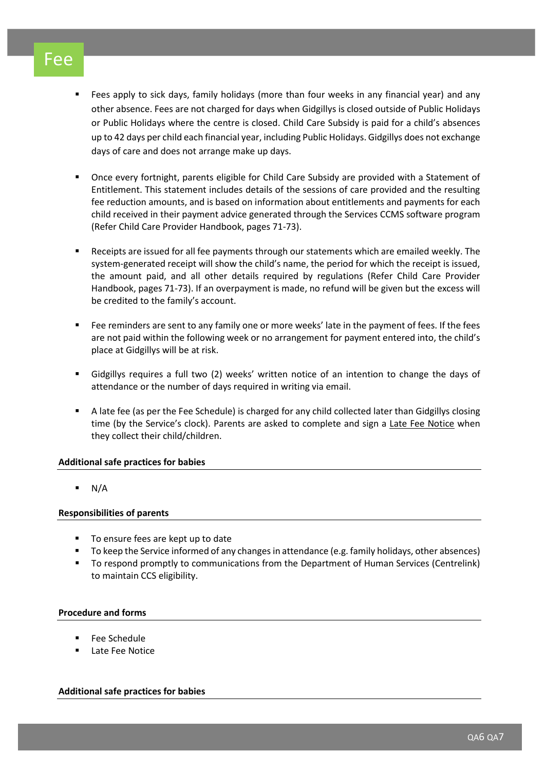# Fee

- Fees apply to sick days, family holidays (more than four weeks in any financial year) and any other absence. Fees are not charged for days when Gidgillys is closed outside of Public Holidays or Public Holidays where the centre is closed. Child Care Subsidy is paid for a child's absences up to 42 days per child each financial year, including Public Holidays. Gidgillys does not exchange days of care and does not arrange make up days.

- Once every fortnight, parents eligible for Child Care Subsidy are provided with a Statement of Entitlement. This statement includes details of the sessions of care provided and the resulting fee reduction amounts, and is based on information about entitlements and payments for each child received in their payment advice generated through the Services CCMS software program (Refer Child Care Provider Handbook, pages 71-73).

- Receipts are issued for all fee payments through our statements which are emailed weekly. The system-generated receipt will show the child's name, the period for which the receipt is issued, the amount paid, and all other details required by regulations (Refer Child Care Provider Handbook, pages 71-73). If an overpayment is made, no refund will be given but the excess will be credited to the family's account.

- Fee reminders are sent to any family one or more weeks' late in the payment of fees. If the fees are not paid within the following week or no arrangement for payment entered into, the child's place at Gidgillys will be at risk.

- Gidgillys requires a full two (2) weeks' written notice of an intention to change the days of attendance or the number of days required in writing via email.

- A late fee (as per the Fee Schedule) is charged for any child collected later than Gidgillys closing time (by the Service's clock). Parents are asked to complete and sign a Late Fee Notice when they collect their child/children.

**Additional safe practices for babies**

- N/A

**Responsibilities of parents**

- To ensure fees are kept up to date
- To keep the Service informed of any changes in attendance (e.g. family holidays, other absences)
- To respond promptly to communications from the Department of Human Services (Centrelink) to maintain CCS eligibility.

**Procedure and forms**

- Fee Schedule
- Late Fee Notice

**Additional safe practices for babies**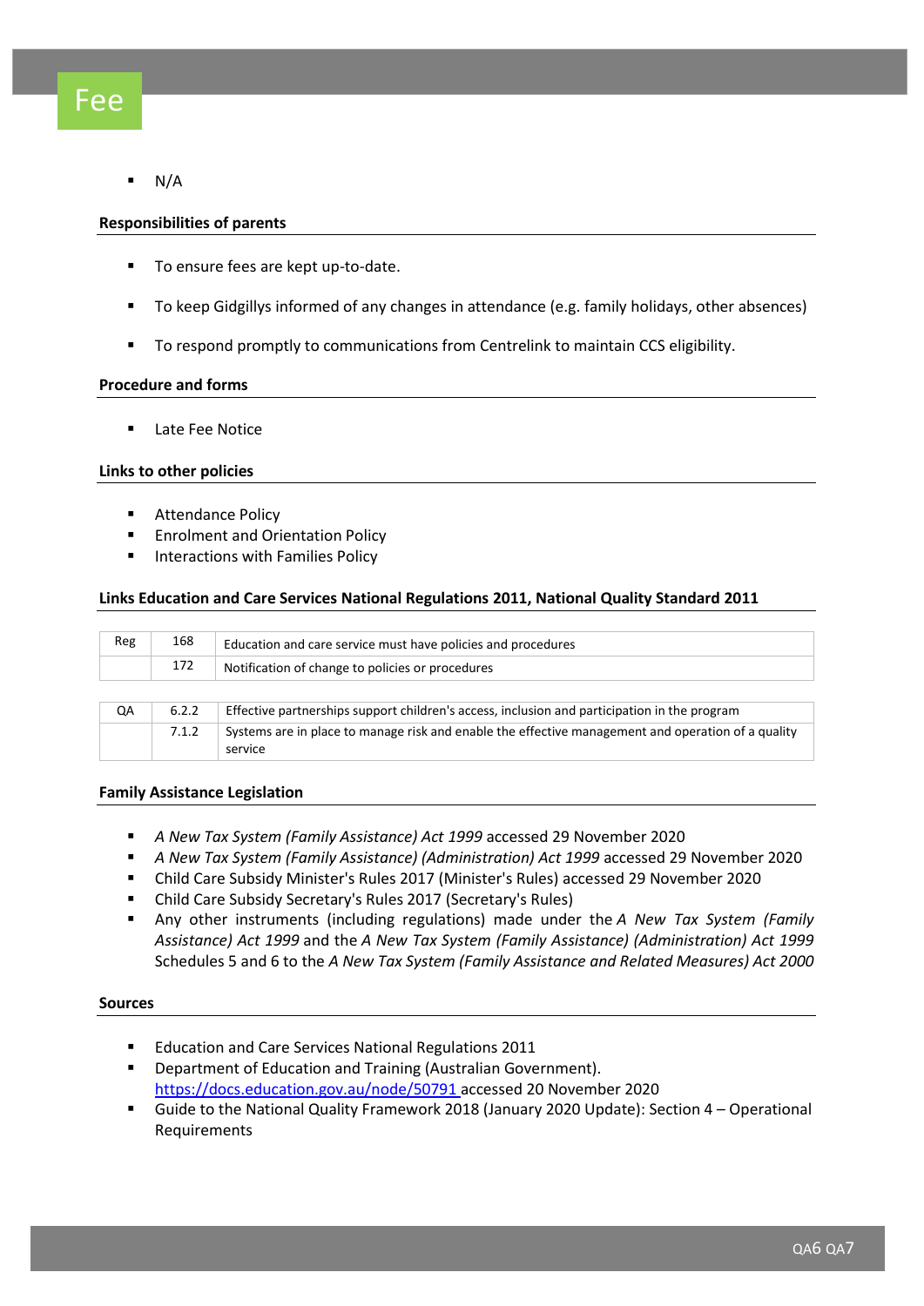- N/A

**Responsibilities of parents**

- To ensure fees are kept up-to-date.
- To keep Gidgillys informed of any changes in attendance (e.g. family holidays, other absences)
- To respond promptly to communications from Centrelink to maintain CCS eligibility.

**Procedure and forms**

- Late Fee Notice

**Links to other policies**

- Attendance Policy
- Enrolment and Orientation Policy
- Interactions with Families Policy

**Links Education and Care Services National Regulations 2011, National Quality Standard 2011**

| Reg | 168 | Education and care service must have policies and procedures |
|---|---|---|
| | 172 | Notification of change to policies or procedures |

| QA | 6.2.2 | Effective partnerships support children's access, inclusion and participation in the program |
|---|---|---|
| | 7.1.2 | Systems are in place to manage risk and enable the effective management and operation of a quality service |

**Family Assistance Legislation**

- *A New Tax System (Family Assistance) Act 1999* accessed 29 November 2020
- *A New Tax System (Family Assistance) (Administration) Act 1999* accessed 29 November 2020
- Child Care Subsidy Minister's Rules 2017 (Minister's Rules) accessed 29 November 2020
- Child Care Subsidy Secretary's Rules 2017 (Secretary's Rules)
- Any other instruments (including regulations) made under the *A New Tax System (Family Assistance) Act 1999* and the *A New Tax System (Family Assistance) (Administration) Act 1999* Schedules 5 and 6 to the *A New Tax System (Family Assistance and Related Measures) Act 2000*

**Sources**

- Education and Care Services National Regulations 2011
- Department of Education and Training (Australian Government). https://docs.education.gov.au/node/50791 accessed 20 November 2020
- Guide to the National Quality Framework 2018 (January 2020 Update): Section 4 – Operational Requirements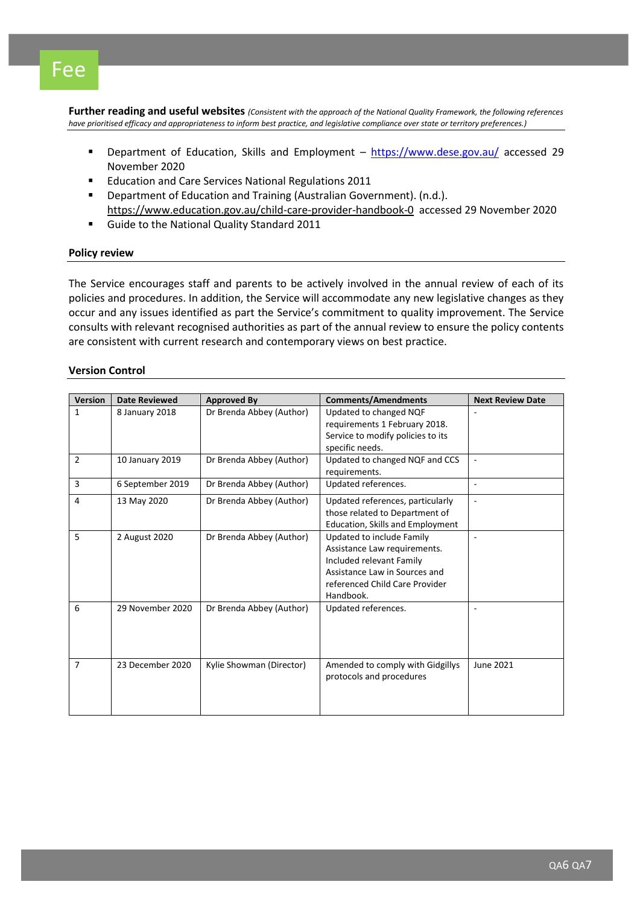**Further reading and useful websites** *(Consistent with the approach of the National Quality Framework, the following references have prioritised efficacy and appropriateness to inform best practice, and legislative compliance over state or territory preferences.)*

- Department of Education, Skills and Employment – https://www.dese.gov.au/ accessed 29 November 2020
- Education and Care Services National Regulations 2011
- Department of Education and Training (Australian Government). (n.d.). https://www.education.gov.au/child-care-provider-handbook-0 accessed 29 November 2020
- Guide to the National Quality Standard 2011

**Policy review**

The Service encourages staff and parents to be actively involved in the annual review of each of its policies and procedures. In addition, the Service will accommodate any new legislative changes as they occur and any issues identified as part the Service's commitment to quality improvement. The Service consults with relevant recognised authorities as part of the annual review to ensure the policy contents are consistent with current research and contemporary views on best practice.

**Version Control**

| Version | Date Reviewed | Approved By | Comments/Amendments | Next Review Date |
|---|---|---|---|---|
| 1 | 8 January 2018 | Dr Brenda Abbey (Author) | Updated to changed NQF requirements 1 February 2018. Service to modify policies to its specific needs. | - |
| 2 | 10 January 2019 | Dr Brenda Abbey (Author) | Updated to changed NQF and CCS requirements. | - |
| 3 | 6 September 2019 | Dr Brenda Abbey (Author) | Updated references. | - |
| 4 | 13 May 2020 | Dr Brenda Abbey (Author) | Updated references, particularly those related to Department of Education, Skills and Employment | - |
| 5 | 2 August 2020 | Dr Brenda Abbey (Author) | Updated to include Family Assistance Law requirements. Included relevant Family Assistance Law in Sources and referenced Child Care Provider Handbook. | - |
| 6 | 29 November 2020 | Dr Brenda Abbey (Author) | Updated references. | - |
| 7 | 23 December 2020 | Kylie Showman (Director) | Amended to comply with Gidgillys protocols and procedures | June 2021 |